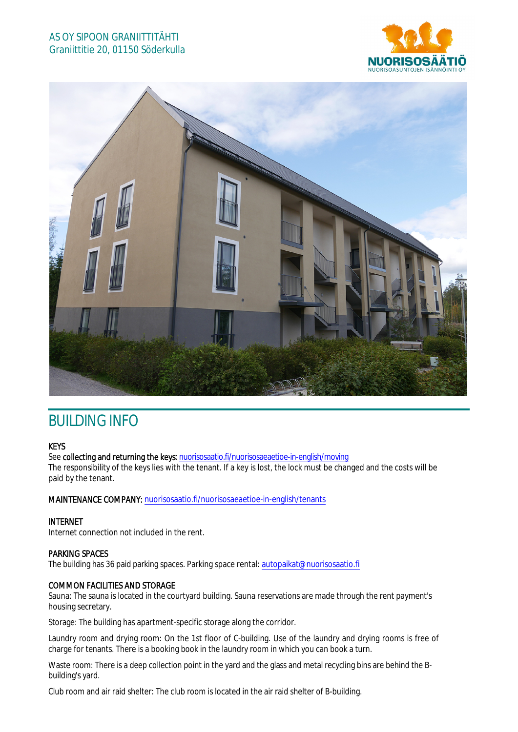AS OY SIPOON GRANIITTITÄHTI
Graniittitie 20, 01150 Söderkulla

# BUILDING INFO

**KEYS**
See **collecting and returning the keys**: nuorisosaatio.fi/nuorisosaeaetioe-in-english/moving
The responsibility of the keys lies with the tenant. If a key is lost, the lock must be changed and the costs will be paid by the tenant.

**MAINTENANCE COMPANY:** nuorisosaatio.fi/nuorisosaeaetioe-in-english/tenants

**INTERNET**
Internet connection not included in the rent.

**PARKING SPACES**
The building has 36 paid parking spaces. Parking space rental: autopaikat@nuorisosaatio.fi

**COMMON FACILITIES AND STORAGE**
Sauna: The sauna is located in the courtyard building. Sauna reservations are made through the rent payment's housing secretary.

Storage: The building has apartment-specific storage along the corridor.

Laundry room and drying room: On the 1st floor of C-building. Use of the laundry and drying rooms is free of charge for tenants. There is a booking book in the laundry room in which you can book a turn.

Waste room: There is a deep collection point in the yard and the glass and metal recycling bins are behind the B-building's yard.

Club room and air raid shelter: The club room is located in the air raid shelter of B-building.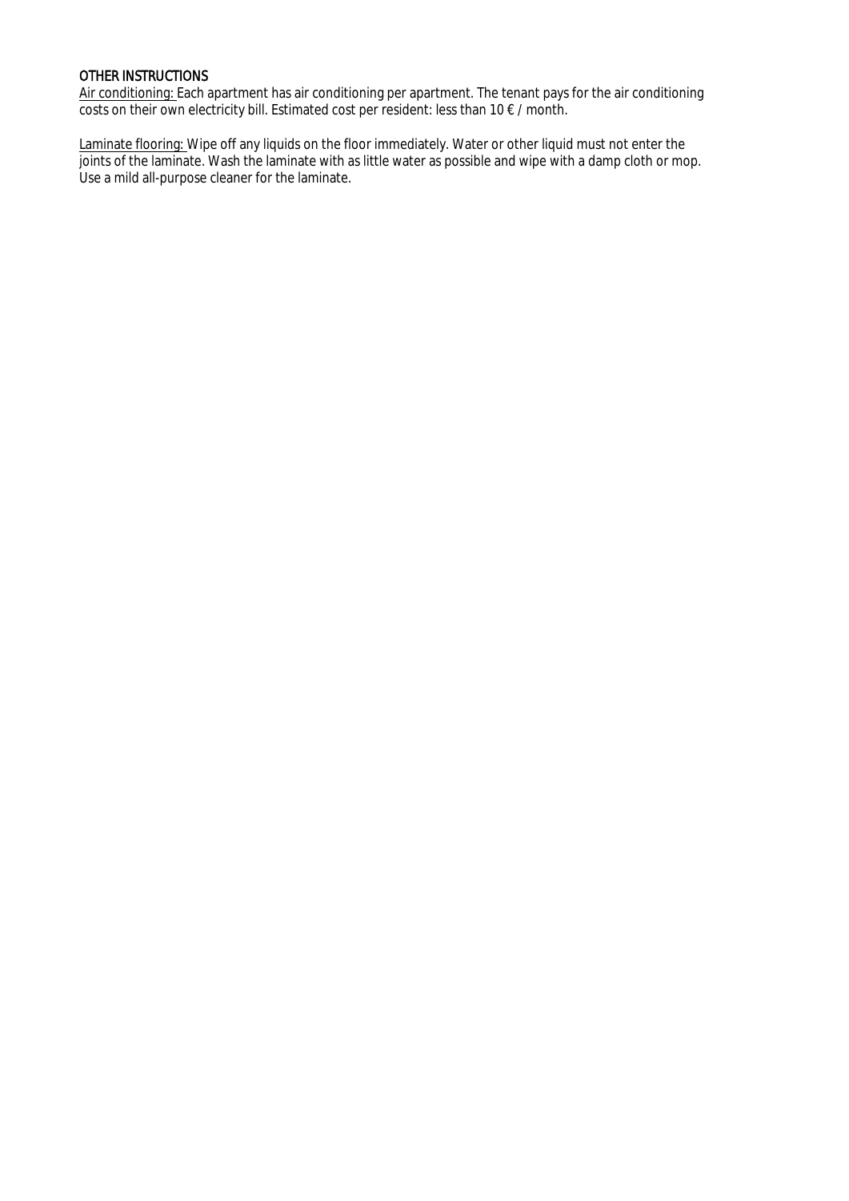## OTHER INSTRUCTIONS

Air conditioning: Each apartment has air conditioning per apartment. The tenant pays for the air conditioning costs on their own electricity bill. Estimated cost per resident: less than 10 € / month.

Laminate flooring: Wipe off any liquids on the floor immediately. Water or other liquid must not enter the joints of the laminate. Wash the laminate with as little water as possible and wipe with a damp cloth or mop. Use a mild all-purpose cleaner for the laminate.